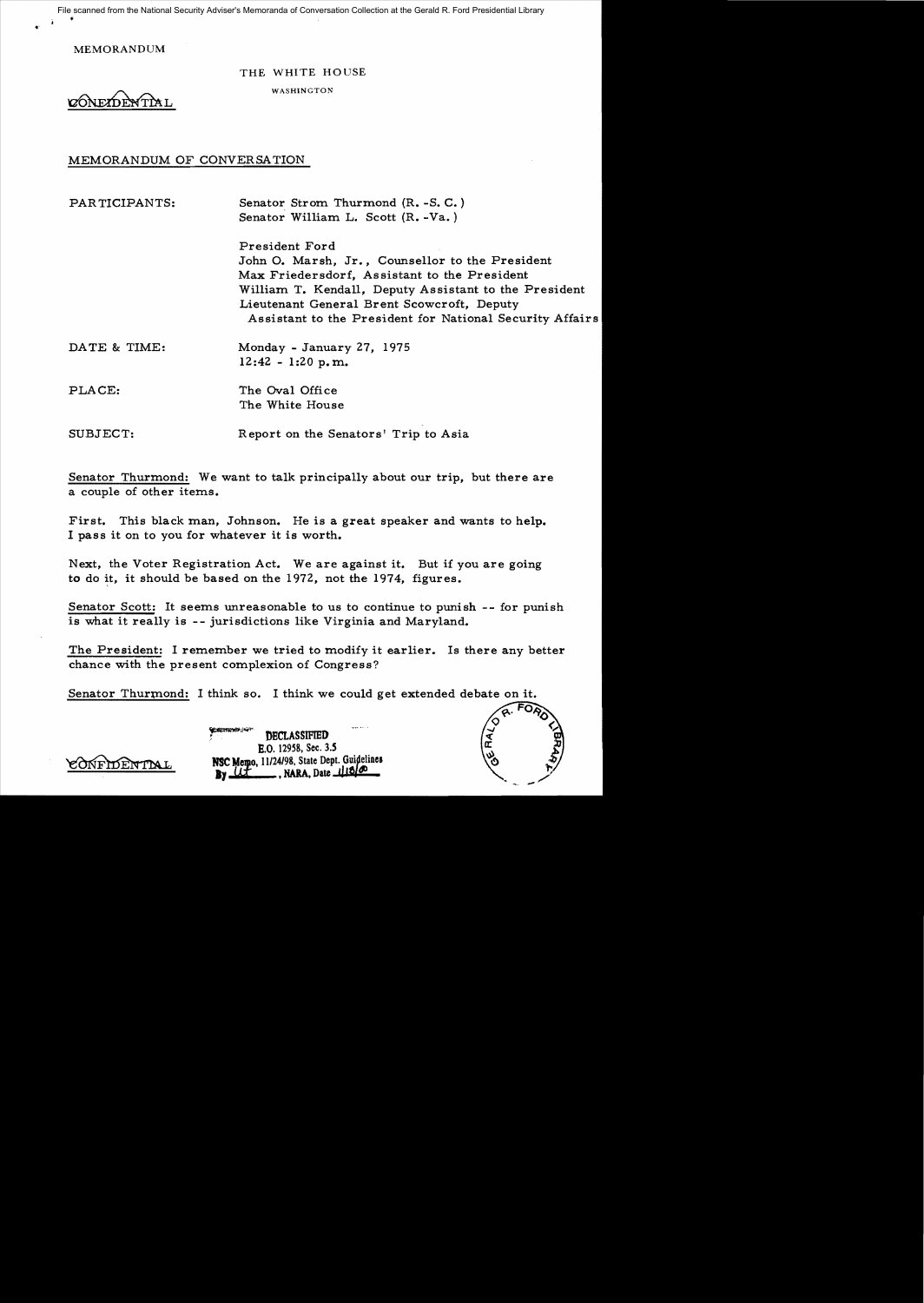MEMORANDUM

THE WHITE HOUSE

WASHINGTON

CONFIDENTIAL

MEMORANDUM OF CONVERSATION

| | |
|---|---|
| PARTICIPANTS: | Senator Strom Thurmond (R.-S.C.)<br>Senator William L. Scott (R.-Va.)<br><br>President Ford<br>John O. Marsh, Jr., Counsellor to the President<br>Max Friedersdorf, Assistant to the President<br>William T. Kendall, Deputy Assistant to the President<br>Lieutenant General Brent Scowcroft, Deputy Assistant to the President for National Security Affairs |
| DATE & TIME: | Monday - January 27, 1975<br>12:42 - 1:20 p.m. |
| PLACE: | The Oval Office<br>The White House |
| SUBJECT: | Report on the Senators' Trip to Asia |

Senator Thurmond: We want to talk principally about our trip, but there are a couple of other items.

First. This black man, Johnson. He is a great speaker and wants to help. I pass it on to you for whatever it is worth.

Next, the Voter Registration Act. We are against it. But if you are going to do it, it should be based on the 1972, not the 1974, figures.

Senator Scott: It seems unreasonable to us to continue to punish -- for punish is what it really is -- jurisdictions like Virginia and Maryland.

The President: I remember we tried to modify it earlier. Is there any better chance with the present complexion of Congress?

Senator Thurmond: I think so. I think we could get extended debate on it.

CONFIDENTIAL

DECLASSIFIED
E.O. 12958, Sec. 3.5
NSC Memo, 11/24/98, State Dept. Guidelines
By ___, NARA, Date ___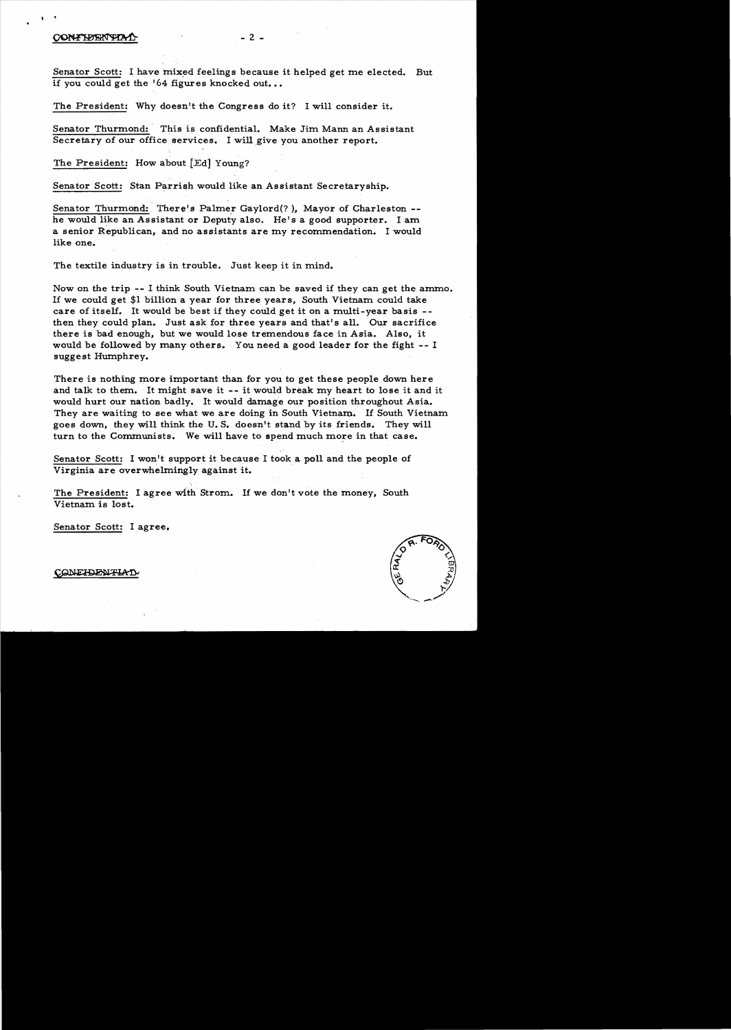Senator Scott: I have mixed feelings because it helped get me elected. But if you could get the '64 figures knocked out...

The President: Why doesn't the Congress do it? I will consider it.

Senator Thurmond: This is confidential. Make Jim Mann an Assistant Secretary of our office services. I will give you another report.

The President: How about [Ed] Young?

Senator Scott: Stan Parrish would like an Assistant Secretaryship.

Senator Thurmond: There's Palmer Gaylord(? ), Mayor of Charleston -- he would like an Assistant or Deputy also. He's a good supporter. I am a senior Republican, and no assistants are my recommendation. I would like one.

The textile industry is in trouble. Just keep it in mind.

Now on the trip -- I think South Vietnam can be saved if they can get the ammo. If we could get $1 billion a year for three years, South Vietnam could take care of itself. It would be best if they could get it on a multi-year basis -- then they could plan. Just ask for three years and that's all. Our sacrifice there is bad enough, but we would lose tremendous face in Asia. Also, it would be followed by many others. You need a good leader for the fight -- I suggest Humphrey.

There is nothing more important than for you to get these people down here and talk to them. It might save it -- it would break my heart to lose it and it would hurt our nation badly. It would damage our position throughout Asia. They are waiting to see what we are doing in South Vietnam. If South Vietnam goes down, they will think the U. S. doesn't stand by its friends. They will turn to the Communists. We will have to spend much more in that case.

Senator Scott: I won't support it because I took a poll and the people of Virginia are overwhelmingly against it.

The President: I agree with Strom. If we don't vote the money, South Vietnam is lost.

Senator Scott: I agree.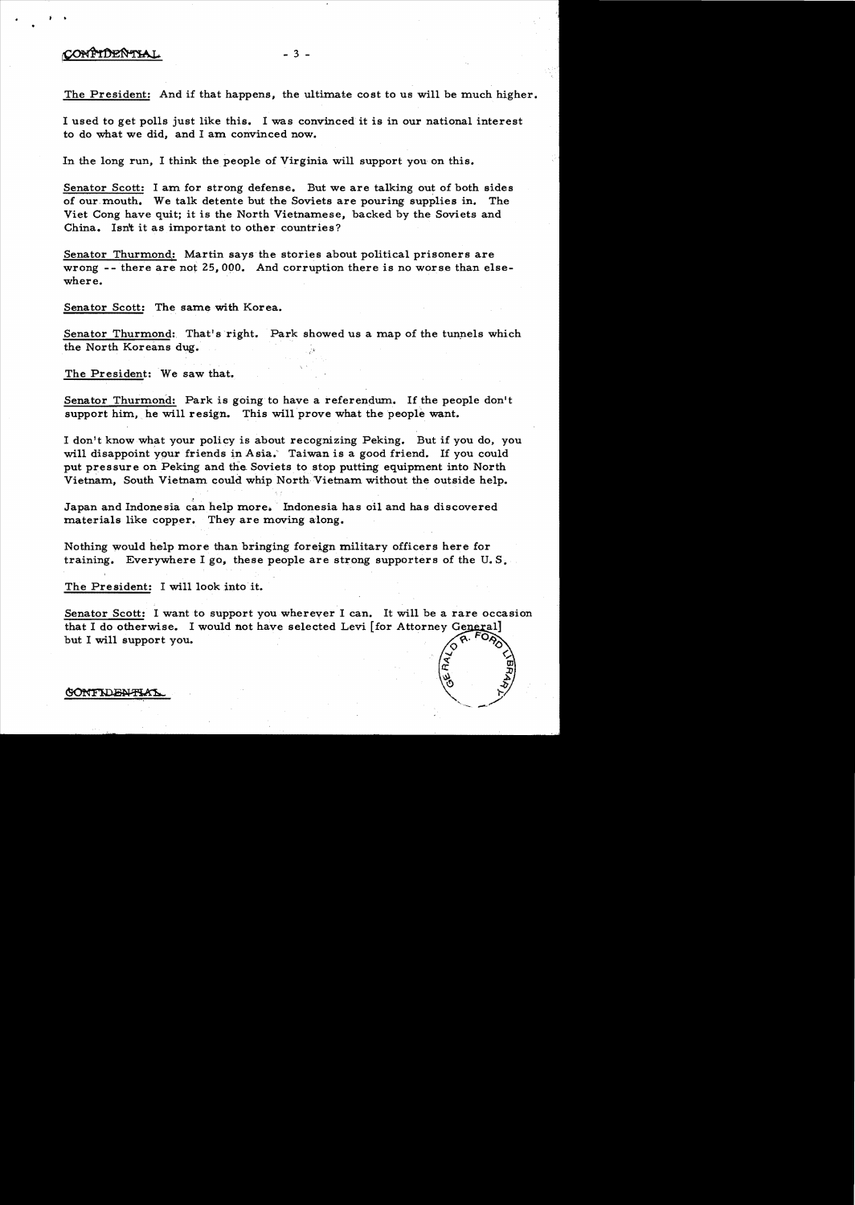CONFIDENTIAL

The President: And if that happens, the ultimate cost to us will be much higher.

I used to get polls just like this. I was convinced it is in our national interest to do what we did, and I am convinced now.

In the long run, I think the people of Virginia will support you on this.

Senator Scott: I am for strong defense. But we are talking out of both sides of our mouth. We talk detente but the Soviets are pouring supplies in. The Viet Cong have quit; it is the North Vietnamese, backed by the Soviets and China. Isn't it as important to other countries?

Senator Thurmond: Martin says the stories about political prisoners are wrong -- there are not 25,000. And corruption there is no worse than elsewhere.

Senator Scott: The same with Korea.

Senator Thurmond: That's right. Park showed us a map of the tunnels which the North Koreans dug.

The President: We saw that.

Senator Thurmond: Park is going to have a referendum. If the people don't support him, he will resign. This will prove what the people want.

I don't know what your policy is about recognizing Peking. But if you do, you will disappoint your friends in Asia. Taiwan is a good friend. If you could put pressure on Peking and the Soviets to stop putting equipment into North Vietnam, South Vietnam could whip North Vietnam without the outside help.

Japan and Indonesia can help more. Indonesia has oil and has discovered materials like copper. They are moving along.

Nothing would help more than bringing foreign military officers here for training. Everywhere I go, these people are strong supporters of the U.S.

The President: I will look into it.

Senator Scott: I want to support you wherever I can. It will be a rare occasion that I do otherwise. I would not have selected Levi [for Attorney General] but I will support you.

CONFIDENTIAL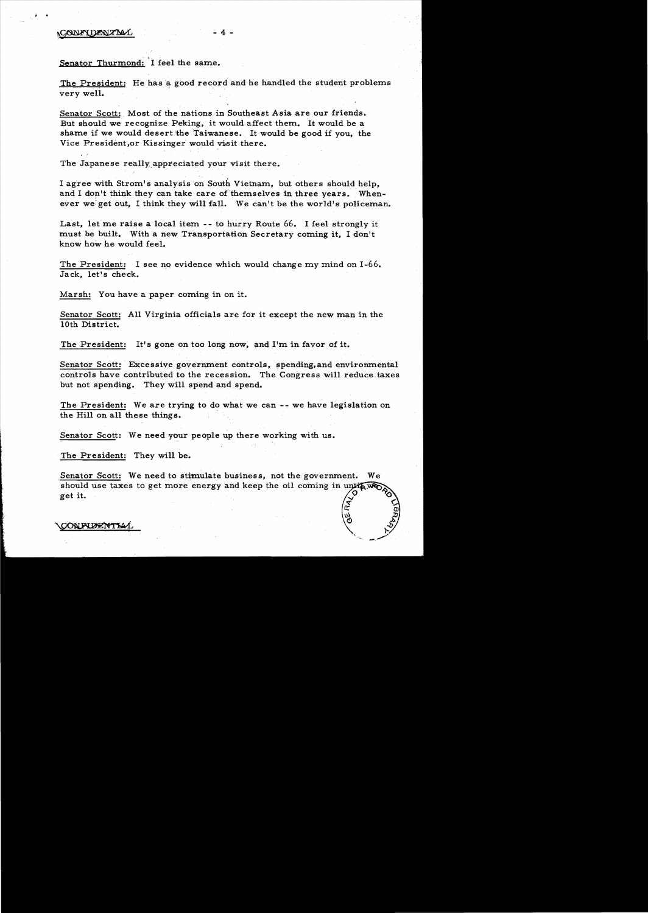CONFIDENTIAL

Senator Thurmond: I feel the same.

The President: He has a good record and he handled the student problems very well.

Senator Scott: Most of the nations in Southeast Asia are our friends. But should we recognize Peking, it would affect them. It would be a shame if we would desert the Taiwanese. It would be good if you, the Vice President, or Kissinger would visit there.

The Japanese really appreciated your visit there.

I agree with Strom's analysis on South Vietnam, but others should help, and I don't think they can take care of themselves in three years. Whenever we get out, I think they will fall. We can't be the world's policeman.

Last, let me raise a local item -- to hurry Route 66. I feel strongly it must be built. With a new Transportation Secretary coming it, I don't know how he would feel.

The President: I see no evidence which would change my mind on I-66. Jack, let's check.

Marsh: You have a paper coming in on it.

Senator Scott: All Virginia officials are for it except the new man in the 10th District.

The President: It's gone on too long now, and I'm in favor of it.

Senator Scott: Excessive government controls, spending, and environmental controls have contributed to the recession. The Congress will reduce taxes but not spending. They will spend and spend.

The President: We are trying to do what we can -- we have legislation on the Hill on all these things.

Senator Scott: We need your people up there working with us.

The President: They will be.

Senator Scott: We need to stimulate business, not the government. We should use taxes to get more energy and keep the oil coming in until we get it.

CONFIDENTIAL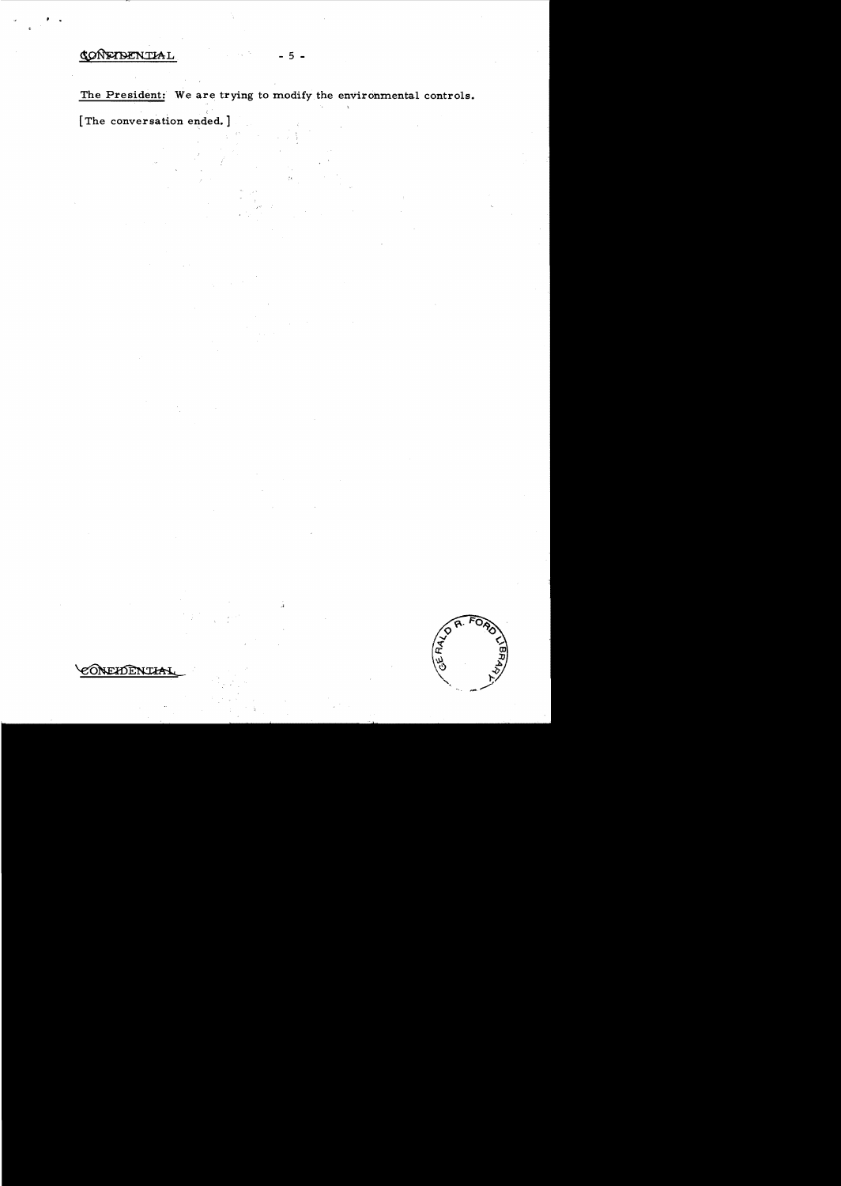CONFIDENTIAL

The President: We are trying to modify the environmental controls.

[The conversation ended.]

CONFIDENTIAL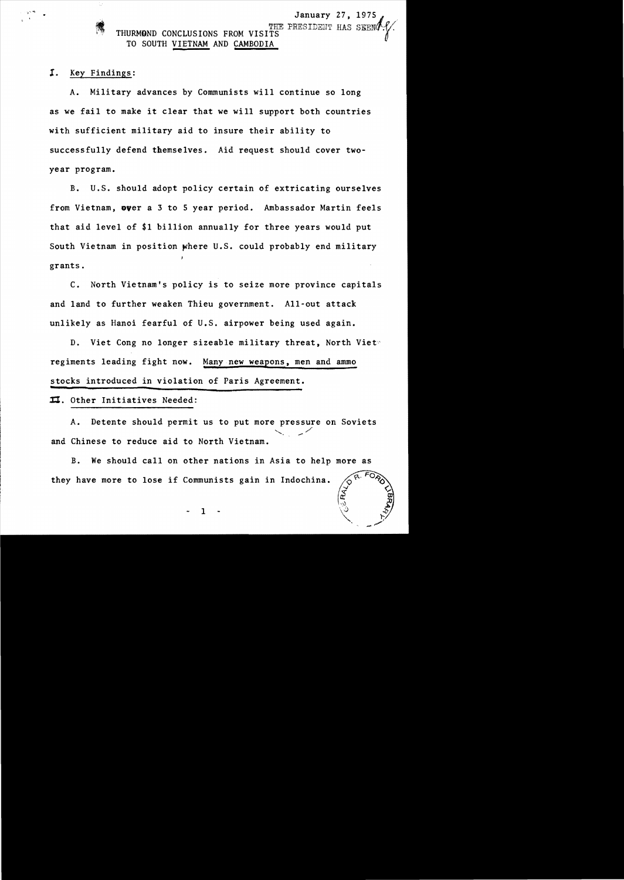January 27, 1975

THE PRESIDENT HAS SEEN

THURMOND CONCLUSIONS FROM VISITS TO SOUTH VIETNAM AND CAMBODIA

I. Key Findings:

A. Military advances by Communists will continue so long as we fail to make it clear that we will support both countries with sufficient military aid to insure their ability to successfully defend themselves. Aid request should cover two-year program.

B. U.S. should adopt policy certain of extricating ourselves from Vietnam, over a 3 to 5 year period. Ambassador Martin feels that aid level of $1 billion annually for three years would put South Vietnam in position where U.S. could probably end military grants.

C. North Vietnam's policy is to seize more province capitals and land to further weaken Thieu government. All-out attack unlikely as Hanoi fearful of U.S. airpower being used again.

D. Viet Cong no longer sizeable military threat, North Viet regiments leading fight now. Many new weapons, men and ammo stocks introduced in violation of Paris Agreement.

II. Other Initiatives Needed:

A. Detente should permit us to put more pressure on Soviets and Chinese to reduce aid to North Vietnam.

B. We should call on other nations in Asia to help more as they have more to lose if Communists gain in Indochina.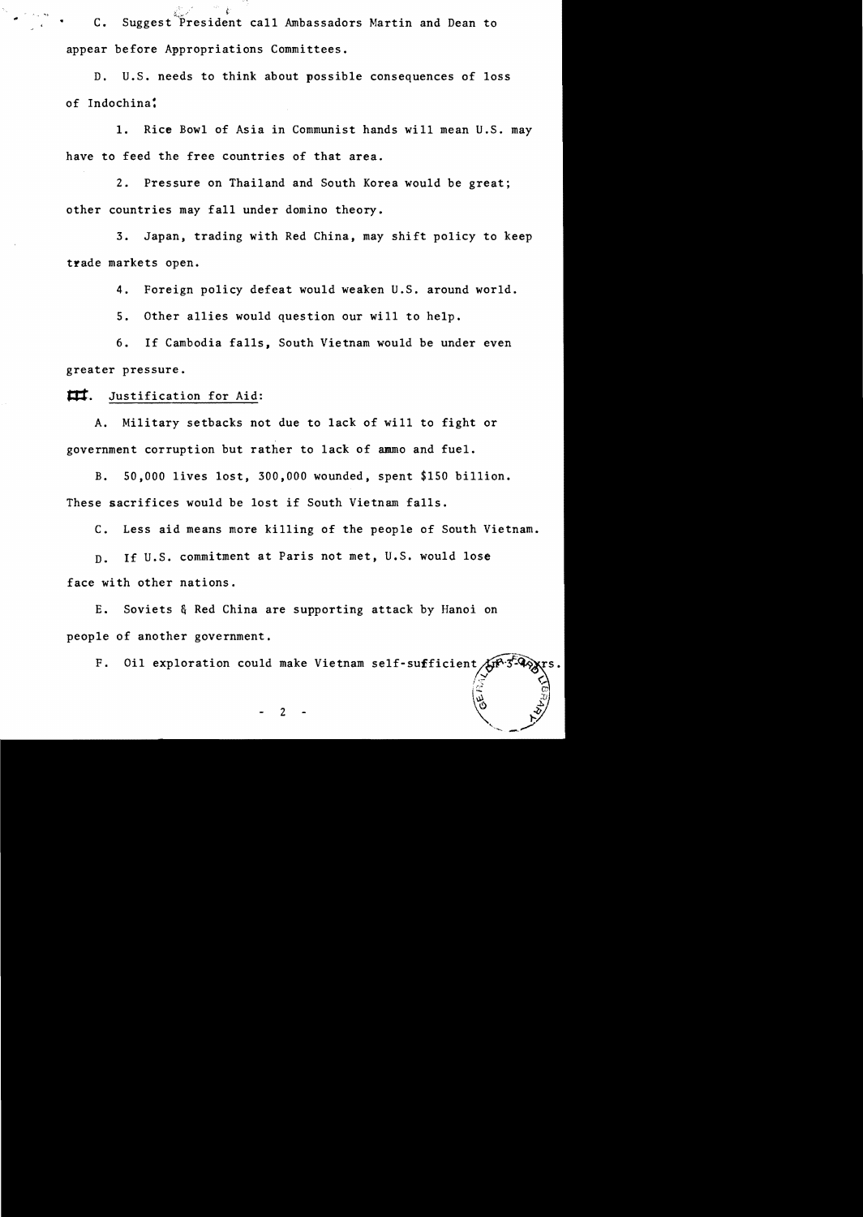C. Suggest President call Ambassadors Martin and Dean to appear before Appropriations Committees.

D. U.S. needs to think about possible consequences of loss of Indochina:

1. Rice Bowl of Asia in Communist hands will mean U.S. may have to feed the free countries of that area.

2. Pressure on Thailand and South Korea would be great; other countries may fall under domino theory.

3. Japan, trading with Red China, may shift policy to keep trade markets open.

4. Foreign policy defeat would weaken U.S. around world.

5. Other allies would question our will to help.

6. If Cambodia falls, South Vietnam would be under even greater pressure.

III. Justification for Aid:

A. Military setbacks not due to lack of will to fight or government corruption but rather to lack of ammo and fuel.

B. 50,000 lives lost, 300,000 wounded, spent $150 billion. These sacrifices would be lost if South Vietnam falls.

C. Less aid means more killing of the people of South Vietnam.

D. If U.S. commitment at Paris not met, U.S. would lose face with other nations.

E. Soviets & Red China are supporting attack by Hanoi on people of another government.

F. Oil exploration could make Vietnam self-sufficient in 3-4 yrs.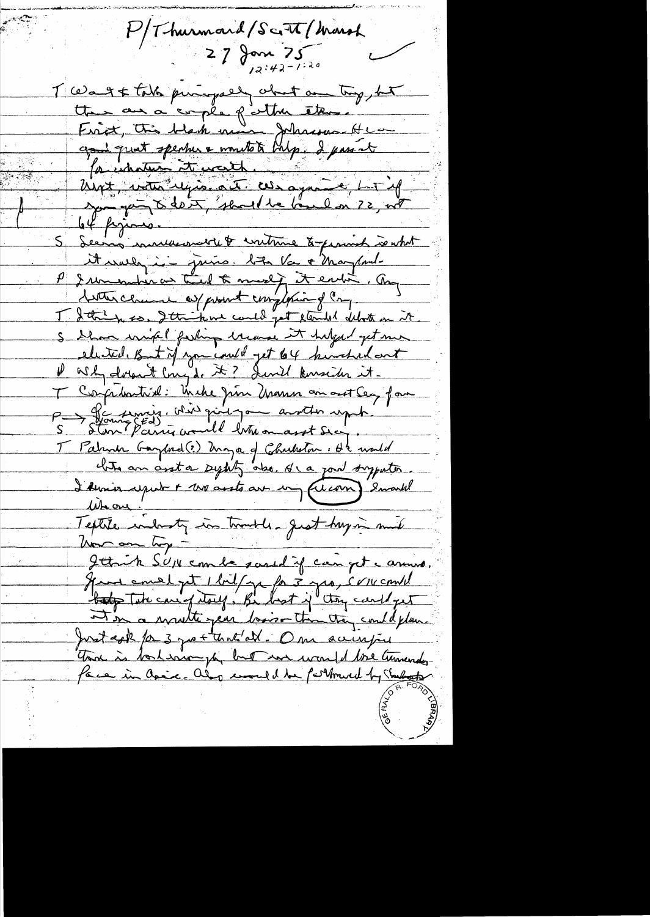P/Thurmond/Scott/Marsh

27 Jan 75

12:42-1:20

T Want to talk principally about our trip, but there are a couple of other items.

First, this black man Johnson. He is a good quiet speaker & wants to help. I pass it for whatever it worth.

Next, water legis. act. Was against, but if you going to do it, should be based on 72, not 64 figures.

S Seems unreasonable to continue to punish on what it really is - just like Va & Maryland.

P I remember we tried to modify it earlier. Any better chance w/ present complexion of Cong.

T I think so. I think we could get extended debate on it.

S I have mixed feeling because it helped get me elected. But if you could get 64 knocked out

P Why doesn't Cong. do it? I will consider it.

T Confidential: Make Jim Mann an asst Sec for

P → Defense. We'll give you another report.

S Stan (Young (Ed)) Parris would like an asst Sec.

T Palmer Gaylord(?) Mayor of Charleston. He would like an asst or deputy also. He is a good supporter. I know report & two assts are in (Econ). I would like one.

Textile industry in trouble. Just buy in mid.

Now our trip -

I think SVN can be saved if can get ammo. If we could get 1 bil/yr for 3 yrs, SVN could take care of itself. But best if they could get it on a multi year basis - then they could plan. Just ask for 3 yrs & that's all. Our scrimping there is bad enough, but we would lose tremendous face in Asia. Also would be followed by Thailand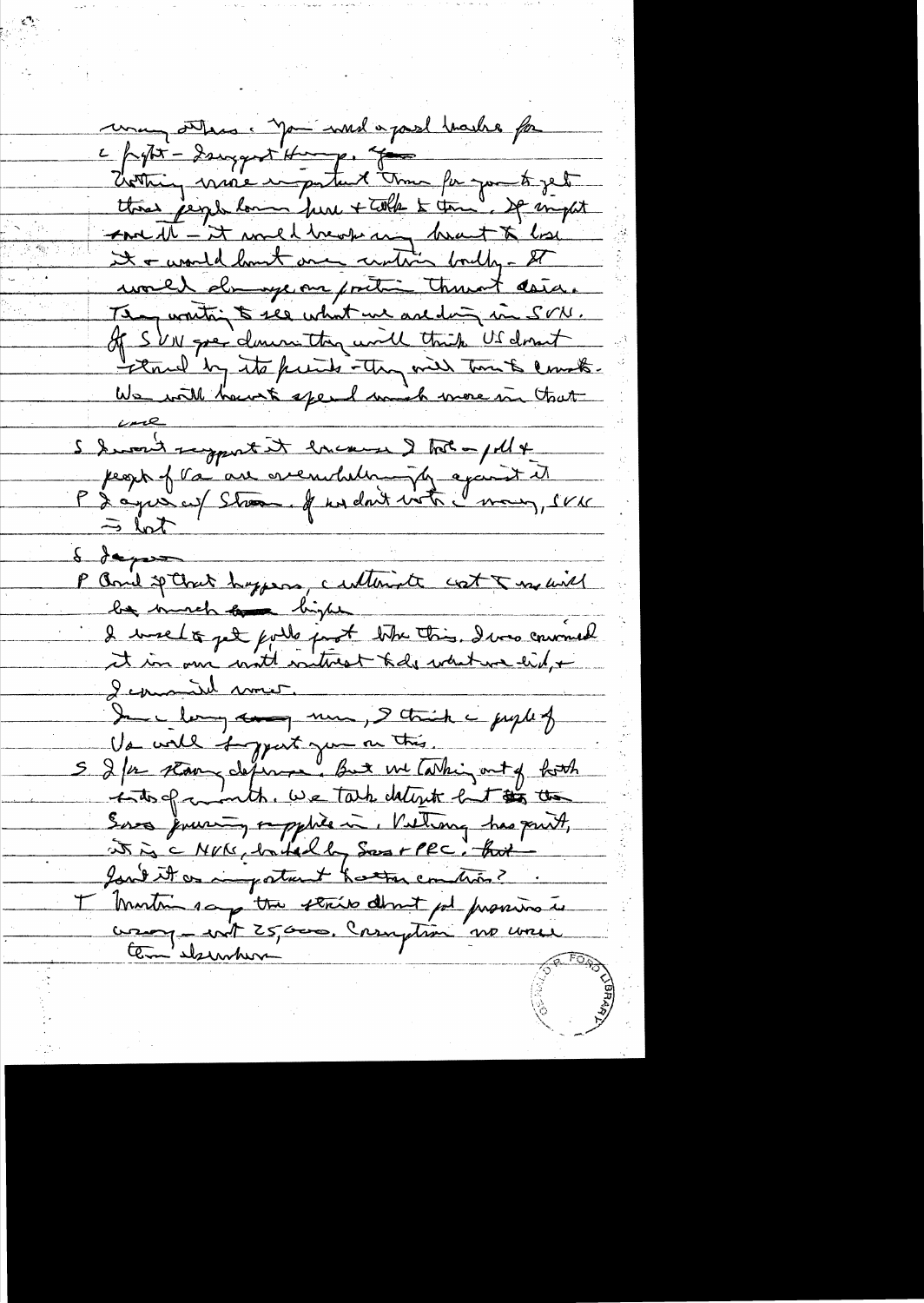many others. You would a good leader for a fight – Sumggest Hump. Nothing more important than for you to get these people home here & talk to them. If might not it – it would break my heart to lose it & would hurt our national badly – It would damage our position through Asia. They waiting to see what we are doing in SVN. If SVN goes down they will think US don't stand by its friends – they will turn to Comms. We will have to spend much more in that case.

S I won't support it because I took a poll & people of Va are overwhelmingly against it

P I agree w/ Stennis. If we don't vote money, SVN = lost

S I agree

P And if that happens, ultimate cost to us will be much higher

I used to get polls just like this. I was convinced it in our natl interest to do what we did, & I survived well.

In a long run, I think a people of Va will support you on this.

S I fav. strong defense. But we talking out of both sides of mouth. We talk detente but the Sovs pouring supplies in. Vietnam has point, it is a NVN, backed by Sovs & PRC, but isn't it as important to other countries?

T Martin says the stories about pol prisoners is crazy – not 25,000. Corruption no worse than elsewhere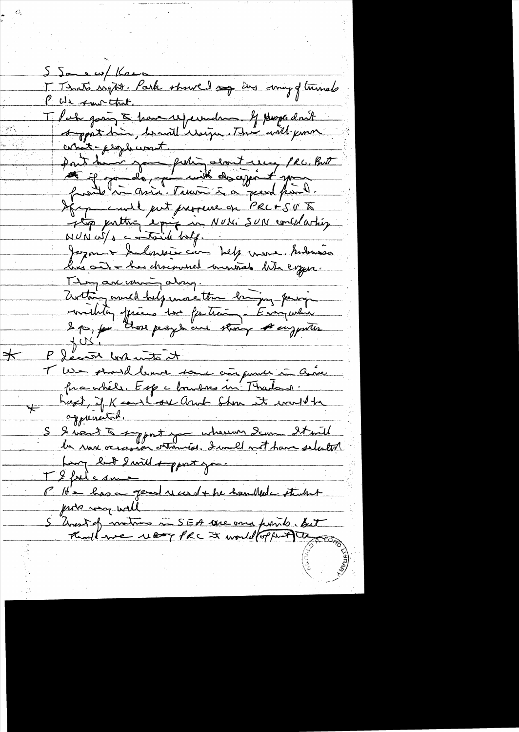S Sam w/ Korea

T That's right. Park showed me his map of tunnels.

P We saw that.

T Park going to have referendum. If people don't support him, he will resign. This will prove what people want.

Don't know your policy about ~~visa~~ PRC. But if you do, you will disappoint your friends in Asia. Taiwan is a good friend.

If you could put pressure on PRC + SU to stop putting equip in NVN. SUN contradicting NVN w/o outside help.

Japan & Indonesia can help more. Indonesia has oil & has discovered minerals like copper.

They are moving along.

Nothing would help more than bringing foreign military officers here for training. Everywhere I go, for those people are strong supporters of US.

\* P Let's look into it.

T We should leave some air power in Asia for a while. Esp. the bombers in Thailand.

\* Next, if K could see Amb. Shen it would be appreciated.

S I want to support you whenever I can. It will be rare occasion otherwise. I would not have selected ... but I will support you.

T I feel the same

P He has a good record + he handled the student protests very well.

S Most of nations in SEA are our friends. But I think we ... PRC it would offset the ...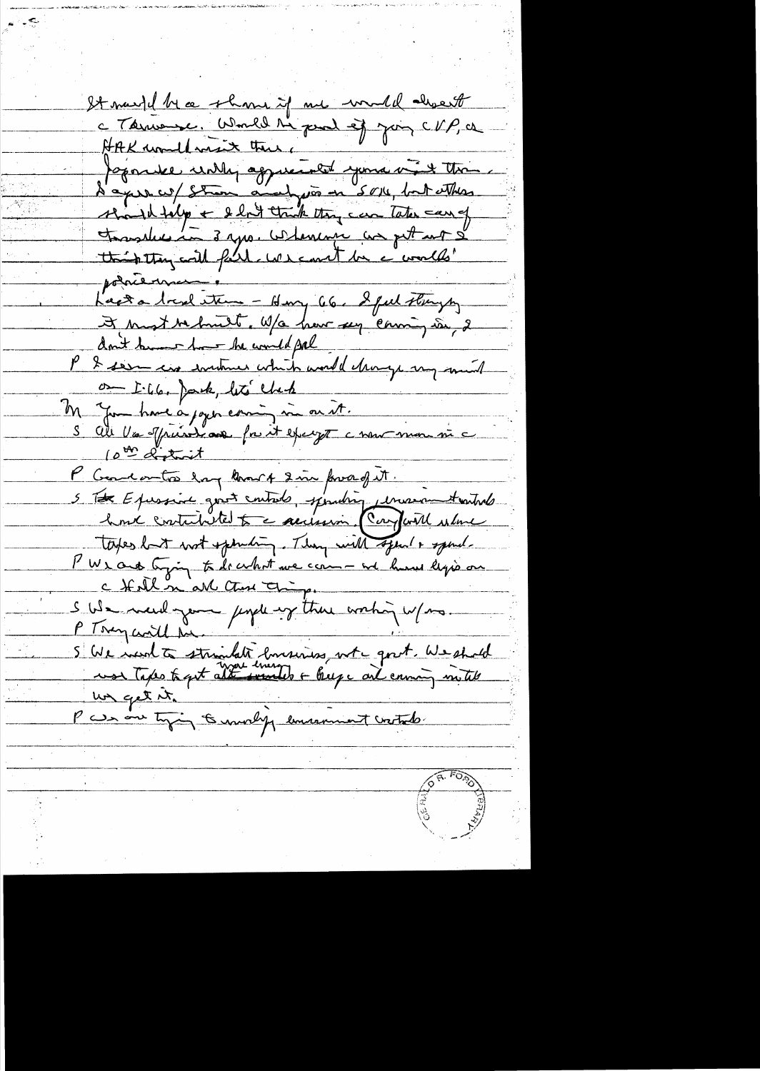It would be a shame if we would divert c Taiwanese. Would be good if you, CVP, or HAK would visit there.

Japanese really appreciated your visit there. I agree w/ Sharon analysis on SALT, but others should help + I don't think they can take care of themselves in 3 yrs. Whenever we get out I think they will fall. We can't be a worlds' policeman.

Last a local item – Henry GG. I feel strongly it must be built. W/o here say coming in, I don't know how he would feel

P I see no evidence which would change my mind on I-66. Jack, let's check

M You have a paper coming in on it.

S All Va officials are for it except c new man in c 10th district

P Consultants say know + I'm in favor of it.

S The Excessive govt controls, spending, environment controls have contributed to c recession. Cong will reduce taxes but not spending. They will spend + spend.

P We are trying to do what we can – we have logjam on c Hill in all these things.

S We need some people up there working w/ us.

P They will be.

S We need to stimulate business, not c govt. We should use Taxes to get alternate energy + keep out coming until we get it.

P We are trying to modify environment controls.